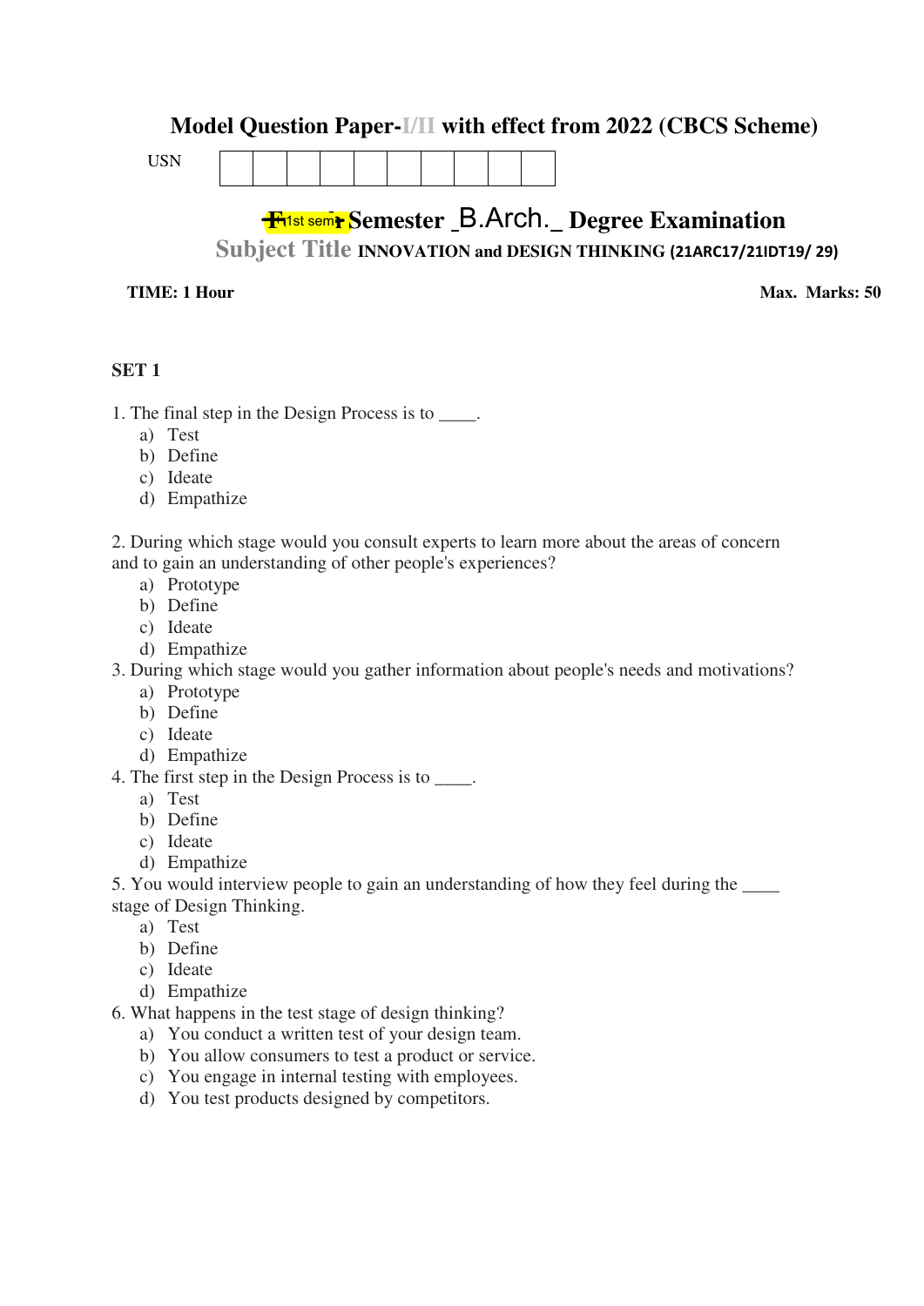# Model Question Paper-I/II with effect from 2022 (CBCS Scheme)

USN | | | | | | | | | |

## 1st sem Semester _B.Arch._ Degree Examination

### Subject Title INNOVATION and DESIGN THINKING (21ARC17/21IDT19/ 29)

**TIME: 1 Hour** **Max. Marks: 50**

**SET 1**

1. The final step in the Design Process is to ____.
   a) Test
   b) Define
   c) Ideate
   d) Empathize

2. During which stage would you consult experts to learn more about the areas of concern and to gain an understanding of other people's experiences?
   a) Prototype
   b) Define
   c) Ideate
   d) Empathize

3. During which stage would you gather information about people's needs and motivations?
   a) Prototype
   b) Define
   c) Ideate
   d) Empathize

4. The first step in the Design Process is to ____.
   a) Test
   b) Define
   c) Ideate
   d) Empathize

5. You would interview people to gain an understanding of how they feel during the ____ stage of Design Thinking.
   a) Test
   b) Define
   c) Ideate
   d) Empathize

6. What happens in the test stage of design thinking?
   a) You conduct a written test of your design team.
   b) You allow consumers to test a product or service.
   c) You engage in internal testing with employees.
   d) You test products designed by competitors.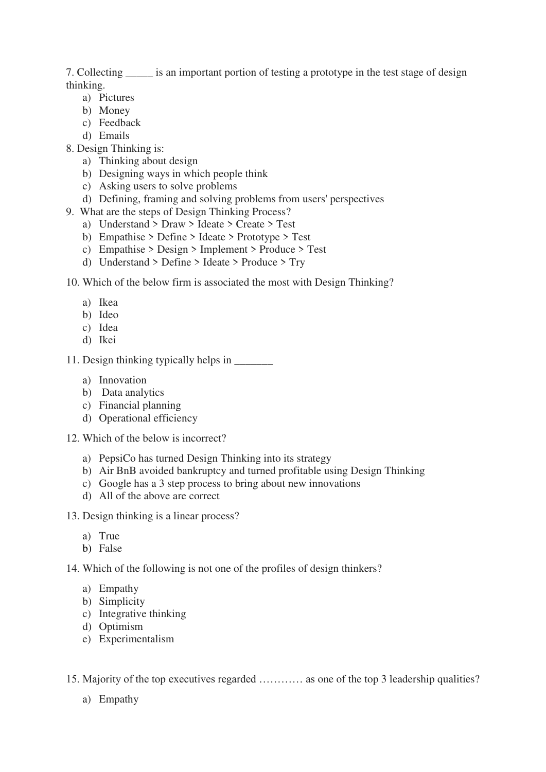7. Collecting _____ is an important portion of testing a prototype in the test stage of design thinking.
   a) Pictures
   b) Money
   c) Feedback
   d) Emails

8. Design Thinking is:
   a) Thinking about design
   b) Designing ways in which people think
   c) Asking users to solve problems
   d) Defining, framing and solving problems from users' perspectives

9. What are the steps of Design Thinking Process?
   a) Understand > Draw > Ideate > Create > Test
   b) Empathise > Define > Ideate > Prototype > Test
   c) Empathise > Design > Implement > Produce > Test
   d) Understand > Define > Ideate > Produce > Try

10. Which of the below firm is associated the most with Design Thinking?
   a) Ikea
   b) Ideo
   c) Idea
   d) Ikei

11. Design thinking typically helps in _______
   a) Innovation
   b) Data analytics
   c) Financial planning
   d) Operational efficiency

12. Which of the below is incorrect?
   a) PepsiCo has turned Design Thinking into its strategy
   b) Air BnB avoided bankruptcy and turned profitable using Design Thinking
   c) Google has a 3 step process to bring about new innovations
   d) All of the above are correct

13. Design thinking is a linear process?
   a) True
   b) False

14. Which of the following is not one of the profiles of design thinkers?
   a) Empathy
   b) Simplicity
   c) Integrative thinking
   d) Optimism
   e) Experimentalism

15. Majority of the top executives regarded ………… as one of the top 3 leadership qualities?
   a) Empathy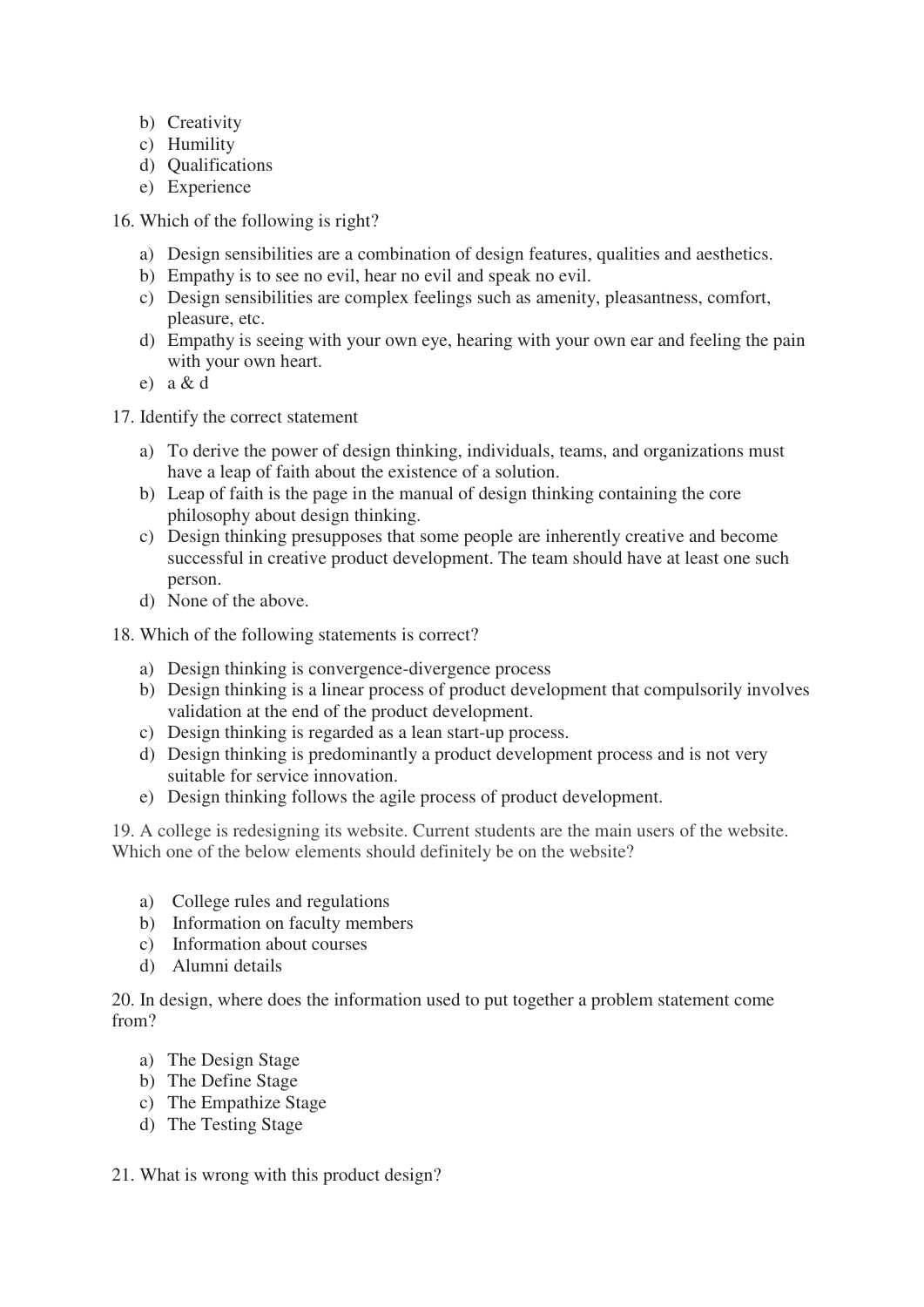b) Creativity
c) Humility
d) Qualifications
e) Experience

16. Which of the following is right?

a) Design sensibilities are a combination of design features, qualities and aesthetics.
b) Empathy is to see no evil, hear no evil and speak no evil.
c) Design sensibilities are complex feelings such as amenity, pleasantness, comfort, pleasure, etc.
d) Empathy is seeing with your own eye, hearing with your own ear and feeling the pain with your own heart.
e) a & d

17. Identify the correct statement

a) To derive the power of design thinking, individuals, teams, and organizations must have a leap of faith about the existence of a solution.
b) Leap of faith is the page in the manual of design thinking containing the core philosophy about design thinking.
c) Design thinking presupposes that some people are inherently creative and become successful in creative product development. The team should have at least one such person.
d) None of the above.

18. Which of the following statements is correct?

a) Design thinking is convergence-divergence process
b) Design thinking is a linear process of product development that compulsorily involves validation at the end of the product development.
c) Design thinking is regarded as a lean start-up process.
d) Design thinking is predominantly a product development process and is not very suitable for service innovation.
e) Design thinking follows the agile process of product development.

19. A college is redesigning its website. Current students are the main users of the website. Which one of the below elements should definitely be on the website?

a) College rules and regulations
b) Information on faculty members
c) Information about courses
d) Alumni details

20. In design, where does the information used to put together a problem statement come from?

a) The Design Stage
b) The Define Stage
c) The Empathize Stage
d) The Testing Stage

21. What is wrong with this product design?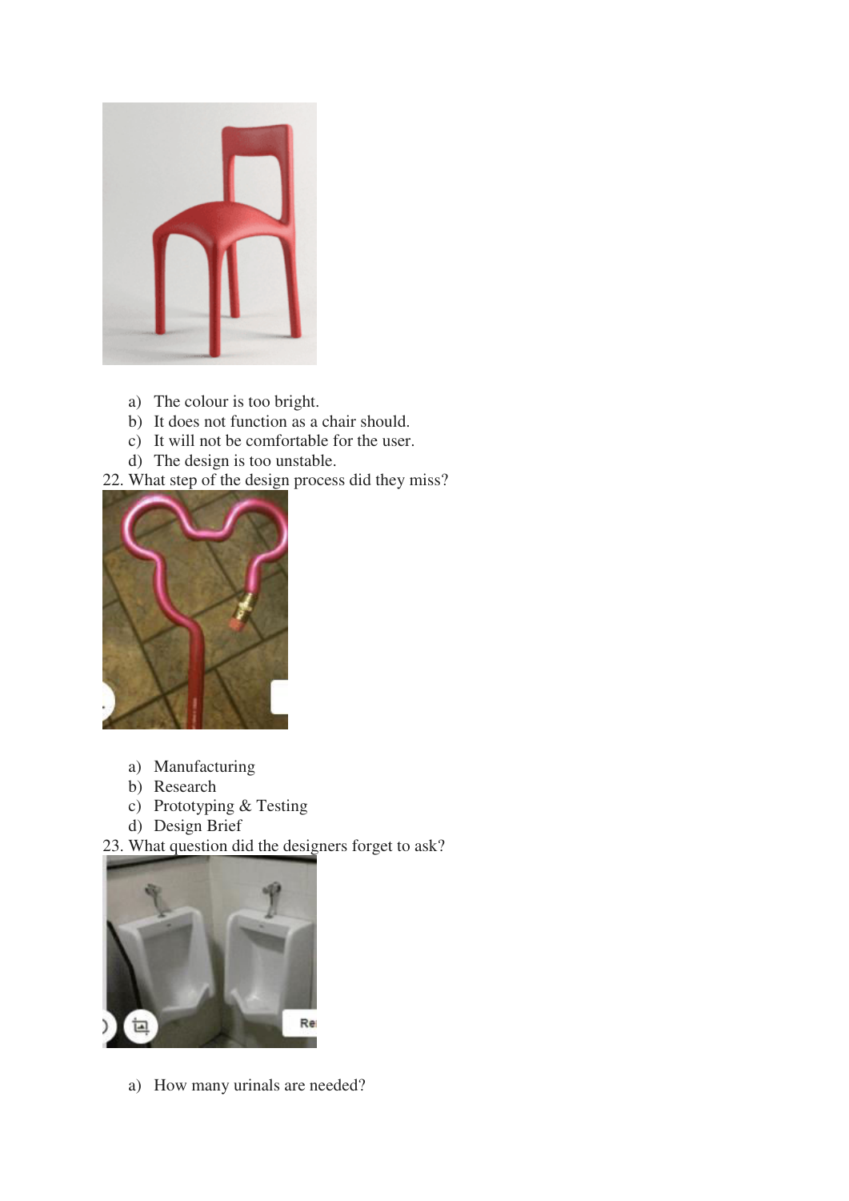a) The colour is too bright.
b) It does not function as a chair should.
c) It will not be comfortable for the user.
d) The design is too unstable.

22. What step of the design process did they miss?

a) Manufacturing
b) Research
c) Prototyping & Testing
d) Design Brief

23. What question did the designers forget to ask?

a) How many urinals are needed?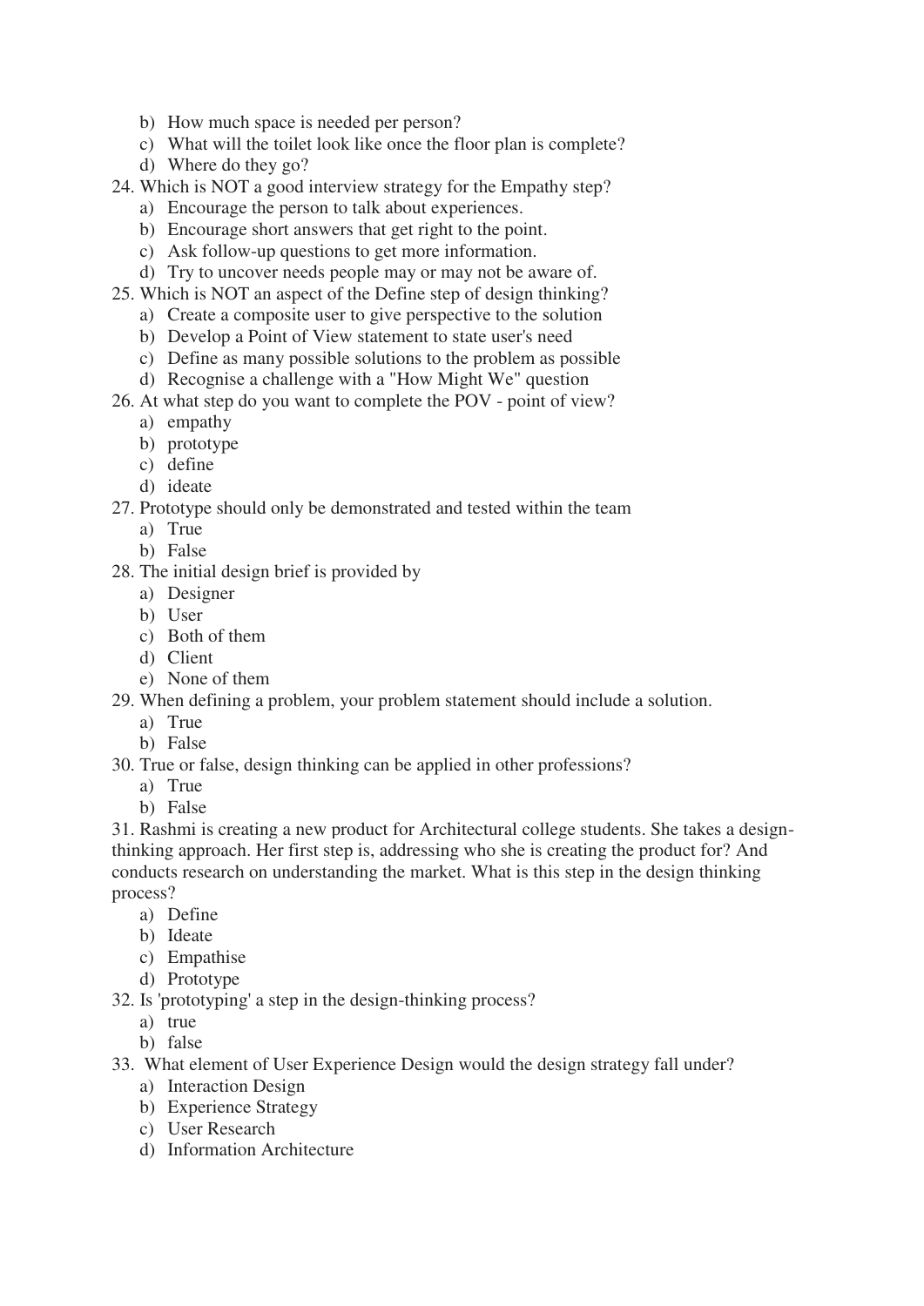b) How much space is needed per person?
c) What will the toilet look like once the floor plan is complete?
d) Where do they go?

24. Which is NOT a good interview strategy for the Empathy step?
    a) Encourage the person to talk about experiences.
    b) Encourage short answers that get right to the point.
    c) Ask follow-up questions to get more information.
    d) Try to uncover needs people may or may not be aware of.
25. Which is NOT an aspect of the Define step of design thinking?
    a) Create a composite user to give perspective to the solution
    b) Develop a Point of View statement to state user's need
    c) Define as many possible solutions to the problem as possible
    d) Recognise a challenge with a "How Might We" question
26. At what step do you want to complete the POV - point of view?
    a) empathy
    b) prototype
    c) define
    d) ideate
27. Prototype should only be demonstrated and tested within the team
    a) True
    b) False
28. The initial design brief is provided by
    a) Designer
    b) User
    c) Both of them
    d) Client
    e) None of them
29. When defining a problem, your problem statement should include a solution.
    a) True
    b) False
30. True or false, design thinking can be applied in other professions?
    a) True
    b) False
31. Rashmi is creating a new product for Architectural college students. She takes a design-thinking approach. Her first step is, addressing who she is creating the product for? And conducts research on understanding the market. What is this step in the design thinking process?
    a) Define
    b) Ideate
    c) Empathise
    d) Prototype
32. Is 'prototyping' a step in the design-thinking process?
    a) true
    b) false
33. What element of User Experience Design would the design strategy fall under?
    a) Interaction Design
    b) Experience Strategy
    c) User Research
    d) Information Architecture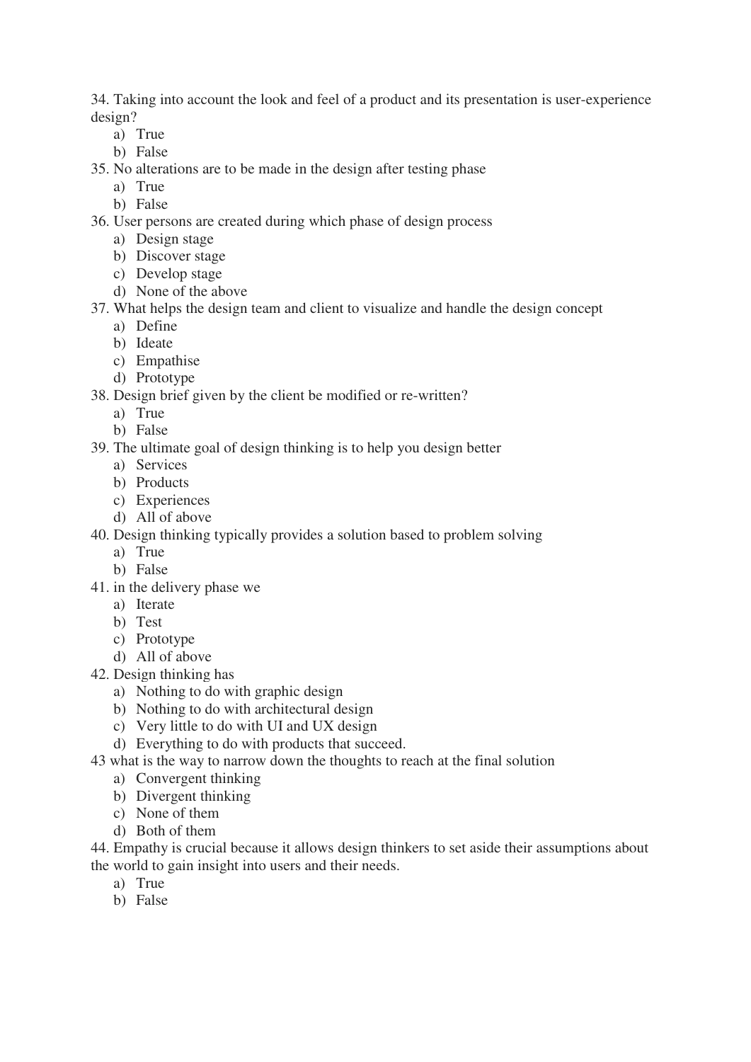34. Taking into account the look and feel of a product and its presentation is user-experience design?

   a) True
   b) False

35. No alterations are to be made in the design after testing phase

   a) True
   b) False

36. User persons are created during which phase of design process

   a) Design stage
   b) Discover stage
   c) Develop stage
   d) None of the above

37. What helps the design team and client to visualize and handle the design concept

   a) Define
   b) Ideate
   c) Empathise
   d) Prototype

38. Design brief given by the client be modified or re-written?

   a) True
   b) False

39. The ultimate goal of design thinking is to help you design better

   a) Services
   b) Products
   c) Experiences
   d) All of above

40. Design thinking typically provides a solution based to problem solving

   a) True
   b) False

41. in the delivery phase we

   a) Iterate
   b) Test
   c) Prototype
   d) All of above

42. Design thinking has

   a) Nothing to do with graphic design
   b) Nothing to do with architectural design
   c) Very little to do with UI and UX design
   d) Everything to do with products that succeed.

43 what is the way to narrow down the thoughts to reach at the final solution

   a) Convergent thinking
   b) Divergent thinking
   c) None of them
   d) Both of them

44. Empathy is crucial because it allows design thinkers to set aside their assumptions about the world to gain insight into users and their needs.

   a) True
   b) False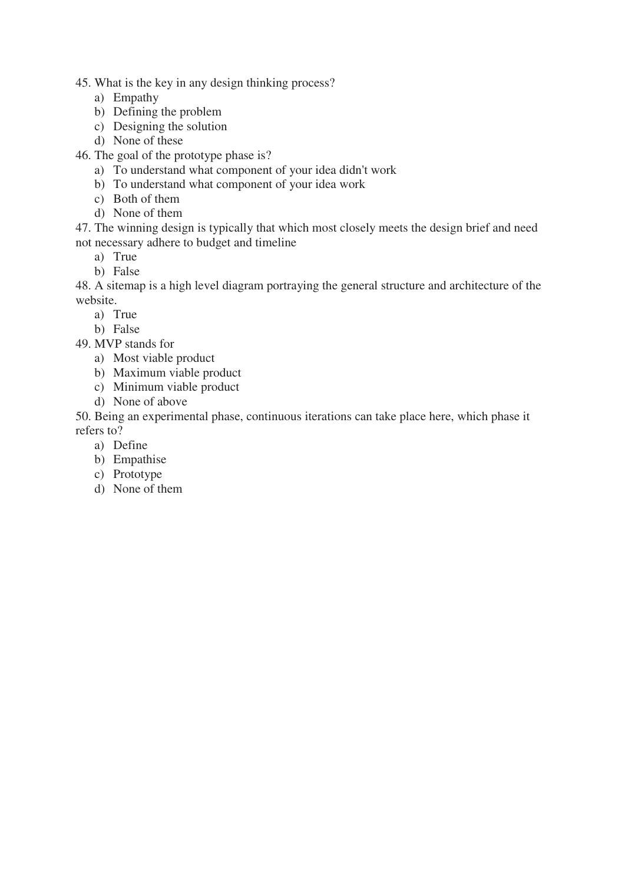45. What is the key in any design thinking process?
   a) Empathy
   b) Defining the problem
   c) Designing the solution
   d) None of these

46. The goal of the prototype phase is?
   a) To understand what component of your idea didn't work
   b) To understand what component of your idea work
   c) Both of them
   d) None of them

47. The winning design is typically that which most closely meets the design brief and need not necessary adhere to budget and timeline
   a) True
   b) False

48. A sitemap is a high level diagram portraying the general structure and architecture of the website.
   a) True
   b) False

49. MVP stands for
   a) Most viable product
   b) Maximum viable product
   c) Minimum viable product
   d) None of above

50. Being an experimental phase, continuous iterations can take place here, which phase it refers to?
   a) Define
   b) Empathise
   c) Prototype
   d) None of them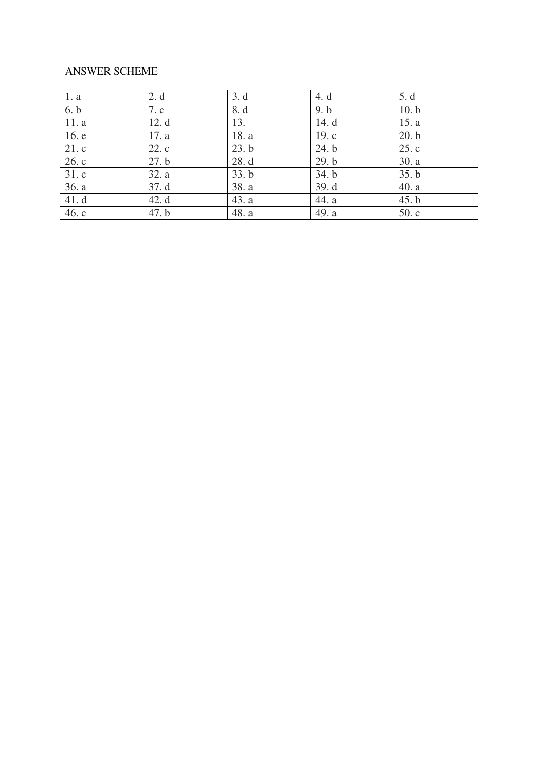ANSWER SCHEME

| | | | | |
|---|---|---|---|---|
| 1. a | 2. d | 3. d | 4. d | 5. d |
| 6. b | 7. c | 8. d | 9. b | 10. b |
| 11. a | 12. d | 13. | 14. d | 15. a |
| 16. e | 17. a | 18. a | 19. c | 20. b |
| 21. c | 22. c | 23. b | 24. b | 25. c |
| 26. c | 27. b | 28. d | 29. b | 30. a |
| 31. c | 32. a | 33. b | 34. b | 35. b |
| 36. a | 37. d | 38. a | 39. d | 40. a |
| 41. d | 42. d | 43. a | 44. a | 45. b |
| 46. c | 47. b | 48. a | 49. a | 50. c |